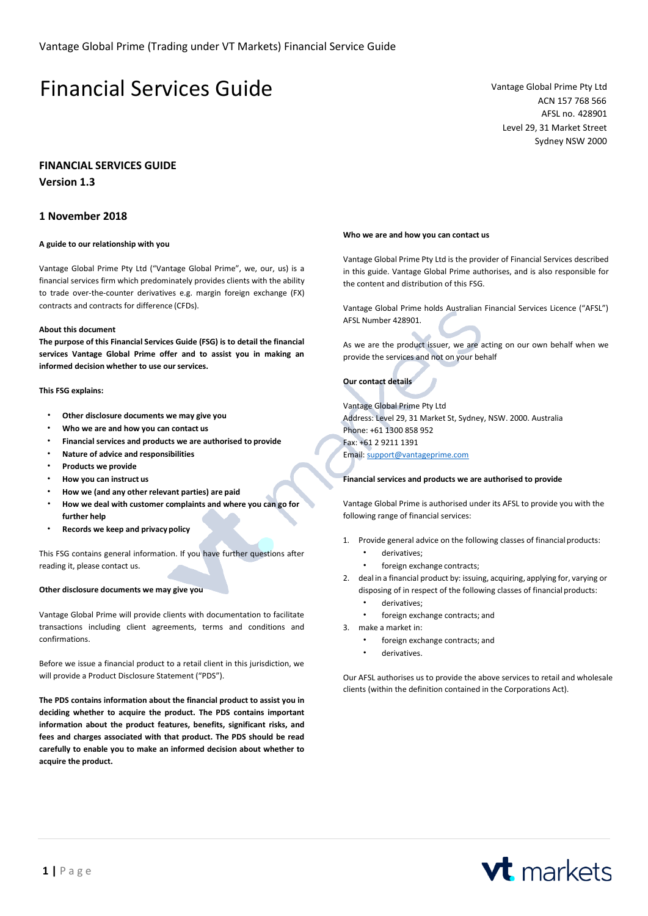# Financial Services Guide

Vantage Global Prime Pty Ltd
ACN 157 768 566
AFSL no. 428901
Level 29, 31 Market Street
Sydney NSW 2000

## FINANCIAL SERVICES GUIDE
## Version 1.3

## 1 November 2018

**A guide to our relationship with you**

Vantage Global Prime Pty Ltd ("Vantage Global Prime", we, our, us) is a financial services firm which predominately provides clients with the ability to trade over-the-counter derivatives e.g. margin foreign exchange (FX) contracts and contracts for difference (CFDs).

**About this document**

**The purpose of this Financial Services Guide (FSG) is to detail the financial services Vantage Global Prime offer and to assist you in making an informed decision whether to use our services.**

**This FSG explains:**

- **Other disclosure documents we may give you**
- **Who we are and how you can contact us**
- **Financial services and products we are authorised to provide**
- **Nature of advice and responsibilities**
- **Products we provide**
- **How you can instruct us**
- **How we (and any other relevant parties) are paid**
- **How we deal with customer complaints and where you can go for further help**
- **Records we keep and privacy policy**

This FSG contains general information. If you have further questions after reading it, please contact us.

**Other disclosure documents we may give you**

Vantage Global Prime will provide clients with documentation to facilitate transactions including client agreements, terms and conditions and confirmations.

Before we issue a financial product to a retail client in this jurisdiction, we will provide a Product Disclosure Statement ("PDS").

**The PDS contains information about the financial product to assist you in deciding whether to acquire the product. The PDS contains important information about the product features, benefits, significant risks, and fees and charges associated with that product. The PDS should be read carefully to enable you to make an informed decision about whether to acquire the product.**

**Who we are and how you can contact us**

Vantage Global Prime Pty Ltd is the provider of Financial Services described in this guide. Vantage Global Prime authorises, and is also responsible for the content and distribution of this FSG.

Vantage Global Prime holds Australian Financial Services Licence ("AFSL") AFSL Number 428901.

As we are the product issuer, we are acting on our own behalf when we provide the services and not on your behalf

**Our contact details**

Vantage Global Prime Pty Ltd
Address: Level 29, 31 Market St, Sydney, NSW. 2000. Australia
Phone: +61 1300 858 952
Fax: +61 2 9211 1391
Email: support@vantageprime.com

**Financial services and products we are authorised to provide**

Vantage Global Prime is authorised under its AFSL to provide you with the following range of financial services:

1. Provide general advice on the following classes of financial products:
   - derivatives;
   - foreign exchange contracts;
2. deal in a financial product by: issuing, acquiring, applying for, varying or disposing of in respect of the following classes of financial products:
   - derivatives;
   - foreign exchange contracts; and
3. make a market in:
   - foreign exchange contracts; and
   - derivatives.

Our AFSL authorises us to provide the above services to retail and wholesale clients (within the definition contained in the Corporations Act).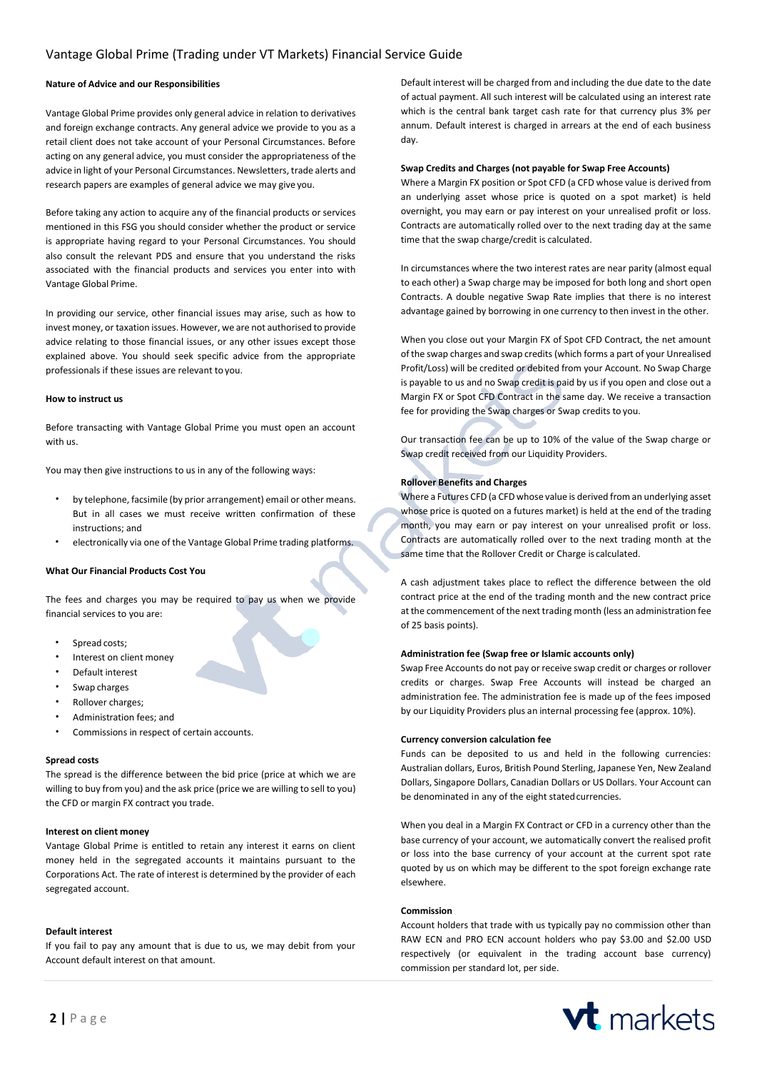#### Nature of Advice and our Responsibilities

Vantage Global Prime provides only general advice in relation to derivatives and foreign exchange contracts. Any general advice we provide to you as a retail client does not take account of your Personal Circumstances. Before acting on any general advice, you must consider the appropriateness of the advice in light of your Personal Circumstances. Newsletters, trade alerts and research papers are examples of general advice we may give you.

Before taking any action to acquire any of the financial products or services mentioned in this FSG you should consider whether the product or service is appropriate having regard to your Personal Circumstances. You should also consult the relevant PDS and ensure that you understand the risks associated with the financial products and services you enter into with Vantage Global Prime.

In providing our service, other financial issues may arise, such as how to invest money, or taxation issues. However, we are not authorised to provide advice relating to those financial issues, or any other issues except those explained above. You should seek specific advice from the appropriate professionals if these issues are relevant to you.

#### How to instruct us

Before transacting with Vantage Global Prime you must open an account with us.

You may then give instructions to us in any of the following ways:

- by telephone, facsimile (by prior arrangement) email or other means. But in all cases we must receive written confirmation of these instructions; and
- electronically via one of the Vantage Global Prime trading platforms.

#### What Our Financial Products Cost You

The fees and charges you may be required to pay us when we provide financial services to you are:

- Spread costs;
- Interest on client money
- Default interest
- Swap charges
- Rollover charges;
- Administration fees; and
- Commissions in respect of certain accounts.

#### Spread costs

The spread is the difference between the bid price (price at which we are willing to buy from you) and the ask price (price we are willing to sell to you) the CFD or margin FX contract you trade.

#### Interest on client money

Vantage Global Prime is entitled to retain any interest it earns on client money held in the segregated accounts it maintains pursuant to the Corporations Act. The rate of interest is determined by the provider of each segregated account.

#### Default interest

If you fail to pay any amount that is due to us, we may debit from your Account default interest on that amount.

Default interest will be charged from and including the due date to the date of actual payment. All such interest will be calculated using an interest rate which is the central bank target cash rate for that currency plus 3% per annum. Default interest is charged in arrears at the end of each business day.

#### Swap Credits and Charges (not payable for Swap Free Accounts)

Where a Margin FX position or Spot CFD (a CFD whose value is derived from an underlying asset whose price is quoted on a spot market) is held overnight, you may earn or pay interest on your unrealised profit or loss. Contracts are automatically rolled over to the next trading day at the same time that the swap charge/credit is calculated.

In circumstances where the two interest rates are near parity (almost equal to each other) a Swap charge may be imposed for both long and short open Contracts. A double negative Swap Rate implies that there is no interest advantage gained by borrowing in one currency to then invest in the other.

When you close out your Margin FX of Spot CFD Contract, the net amount of the swap charges and swap credits (which forms a part of your Unrealised Profit/Loss) will be credited or debited from your Account. No Swap Charge is payable to us and no Swap credit is paid by us if you open and close out a Margin FX or Spot CFD Contract in the same day. We receive a transaction fee for providing the Swap charges or Swap credits to you.

Our transaction fee can be up to 10% of the value of the Swap charge or Swap credit received from our Liquidity Providers.

#### Rollover Benefits and Charges

Where a Futures CFD (a CFD whose value is derived from an underlying asset whose price is quoted on a futures market) is held at the end of the trading month, you may earn or pay interest on your unrealised profit or loss. Contracts are automatically rolled over to the next trading month at the same time that the Rollover Credit or Charge is calculated.

A cash adjustment takes place to reflect the difference between the old contract price at the end of the trading month and the new contract price at the commencement of the next trading month (less an administration fee of 25 basis points).

#### Administration fee (Swap free or Islamic accounts only)

Swap Free Accounts do not pay or receive swap credit or charges or rollover credits or charges. Swap Free Accounts will instead be charged an administration fee. The administration fee is made up of the fees imposed by our Liquidity Providers plus an internal processing fee (approx. 10%).

#### Currency conversion calculation fee

Funds can be deposited to us and held in the following currencies: Australian dollars, Euros, British Pound Sterling, Japanese Yen, New Zealand Dollars, Singapore Dollars, Canadian Dollars or US Dollars. Your Account can be denominated in any of the eight stated currencies.

When you deal in a Margin FX Contract or CFD in a currency other than the base currency of your account, we automatically convert the realised profit or loss into the base currency of your account at the current spot rate quoted by us on which may be different to the spot foreign exchange rate elsewhere.

#### Commission

Account holders that trade with us typically pay no commission other than RAW ECN and PRO ECN account holders who pay $3.00 and $2.00 USD respectively (or equivalent in the trading account base currency) commission per standard lot, per side.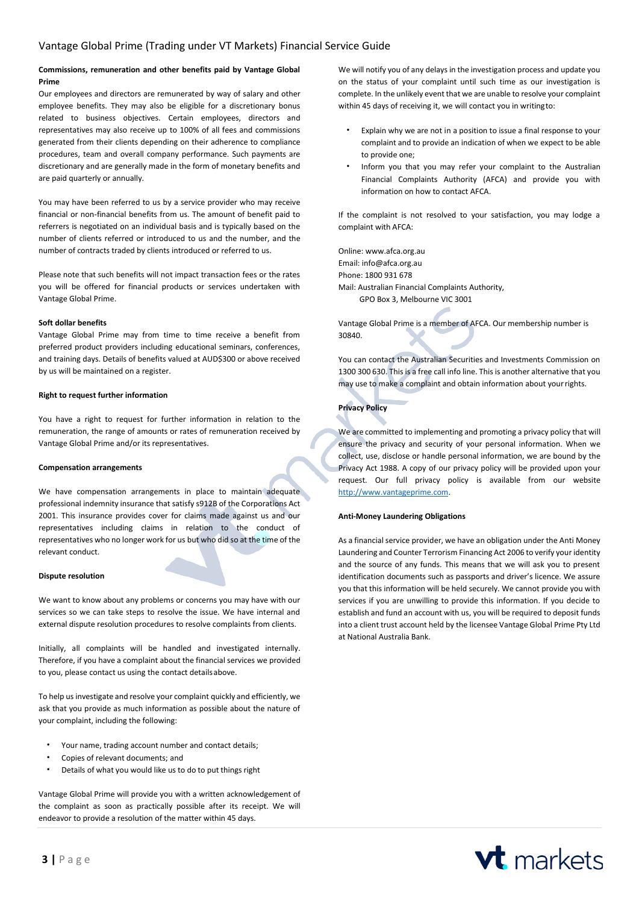#### Commissions, remuneration and other benefits paid by Vantage Global Prime

Our employees and directors are remunerated by way of salary and other employee benefits. They may also be eligible for a discretionary bonus related to business objectives. Certain employees, directors and representatives may also receive up to 100% of all fees and commissions generated from their clients depending on their adherence to compliance procedures, team and overall company performance. Such payments are discretionary and are generally made in the form of monetary benefits and are paid quarterly or annually.

You may have been referred to us by a service provider who may receive financial or non-financial benefits from us. The amount of benefit paid to referrers is negotiated on an individual basis and is typically based on the number of clients referred or introduced to us and the number of contracts traded by clients introduced or referred to us.

Please note that such benefits will not impact transaction fees or the rates you will be offered for financial products or services undertaken with Vantage Global Prime.

#### Soft dollar benefits

Vantage Global Prime may from time to time receive a benefit from preferred product providers including educational seminars, conferences, and training days. Details of benefits valued at AUD$300 or above received by us will be maintained on a register.

#### Right to request further information

You have a right to request for further information in relation to the remuneration, the range of amounts or rates of remuneration received by Vantage Global Prime and/or its representatives.

#### Compensation arrangements

We have compensation arrangements in place to maintain adequate professional indemnity insurance that satisfy s912B of the Corporations Act 2001. This insurance provides cover for claims made against us and our representatives including claims in relation to the conduct of representatives who no longer work for us but who did so at the time of the relevant conduct.

#### Dispute resolution

We want to know about any problems or concerns you may have with our services so we can take steps to resolve the issue. We have internal and external dispute resolution procedures to resolve complaints from clients.

Initially, all complaints will be handled and investigated internally. Therefore, if you have a complaint about the financial services we provided to you, please contact us using the contact details above.

To help us investigate and resolve your complaint quickly and efficiently, we ask that you provide as much information as possible about the nature of your complaint, including the following:

- Your name, trading account number and contact details;
- Copies of relevant documents; and
- Details of what you would like us to do to put things right

Vantage Global Prime will provide you with a written acknowledgement of the complaint as soon as practically possible after its receipt. We will endeavor to provide a resolution of the matter within 45 days.

We will notify you of any delays in the investigation process and update you on the status of your complaint until such time as our investigation is complete. In the unlikely event that we are unable to resolve your complaint within 45 days of receiving it, we will contact you in writing to:

- Explain why we are not in a position to issue a final response to your complaint and to provide an indication of when we expect to be able to provide one;
- Inform you that you may refer your complaint to the Australian Financial Complaints Authority (AFCA) and provide you with information on how to contact AFCA.

If the complaint is not resolved to your satisfaction, you may lodge a complaint with AFCA:

Online: www.afca.org.au
Email: info@afca.org.au
Phone: 1800 931 678
Mail: Australian Financial Complaints Authority,
GPO Box 3, Melbourne VIC 3001

Vantage Global Prime is a member of AFCA. Our membership number is 30840.

You can contact the Australian Securities and Investments Commission on 1300 300 630. This is a free call info line. This is another alternative that you may use to make a complaint and obtain information about your rights.

#### Privacy Policy

We are committed to implementing and promoting a privacy policy that will ensure the privacy and security of your personal information. When we collect, use, disclose or handle personal information, we are bound by the Privacy Act 1988. A copy of our privacy policy will be provided upon your request. Our full privacy policy is available from our website http://www.vantageprime.com.

#### Anti-Money Laundering Obligations

As a financial service provider, we have an obligation under the Anti Money Laundering and Counter Terrorism Financing Act 2006 to verify your identity and the source of any funds. This means that we will ask you to present identification documents such as passports and driver's licence. We assure you that this information will be held securely. We cannot provide you with services if you are unwilling to provide this information. If you decide to establish and fund an account with us, you will be required to deposit funds into a client trust account held by the licensee Vantage Global Prime Pty Ltd at National Australia Bank.